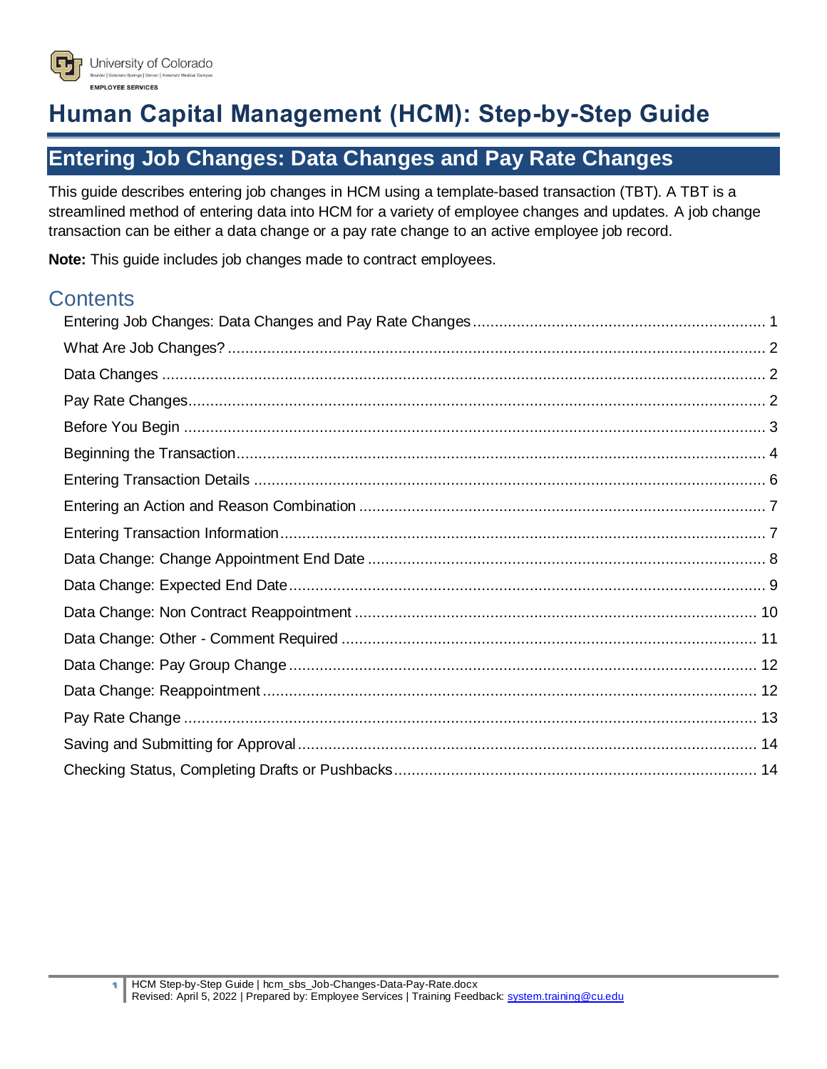University of Colorado
Boulder | Colorado Springs | Denver | Anschutz Medical Campus
EMPLOYEE SERVICES

# Human Capital Management (HCM): Step-by-Step Guide

## Entering Job Changes: Data Changes and Pay Rate Changes

This guide describes entering job changes in HCM using a template-based transaction (TBT). A TBT is a streamlined method of entering data into HCM for a variety of employee changes and updates. A job change transaction can be either a data change or a pay rate change to an active employee job record.

**Note:** This guide includes job changes made to contract employees.

## Contents

- Entering Job Changes: Data Changes and Pay Rate Changes ........ 1
- What Are Job Changes? ........ 2
- Data Changes ........ 2
- Pay Rate Changes ........ 2
- Before You Begin ........ 3
- Beginning the Transaction ........ 4
- Entering Transaction Details ........ 6
- Entering an Action and Reason Combination ........ 7
- Entering Transaction Information ........ 7
- Data Change: Change Appointment End Date ........ 8
- Data Change: Expected End Date ........ 9
- Data Change: Non Contract Reappointment ........ 10
- Data Change: Other - Comment Required ........ 11
- Data Change: Pay Group Change ........ 12
- Data Change: Reappointment ........ 12
- Pay Rate Change ........ 13
- Saving and Submitting for Approval ........ 14
- Checking Status, Completing Drafts or Pushbacks ........ 14

HCM Step-by-Step Guide | hcm_sbs_Job-Changes-Data-Pay-Rate.docx
Revised: April 5, 2022 | Prepared by: Employee Services | Training Feedback: system.training@cu.edu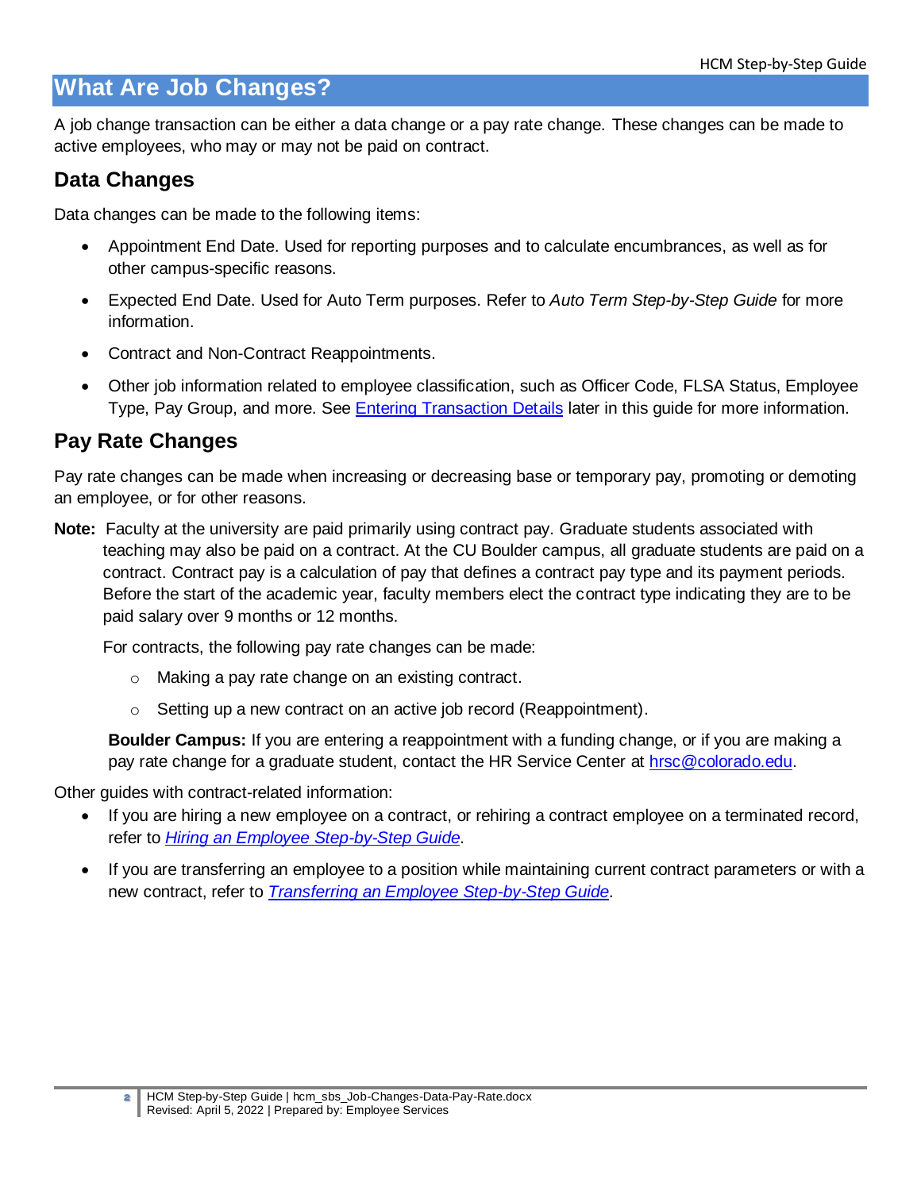# What Are Job Changes?

A job change transaction can be either a data change or a pay rate change. These changes can be made to active employees, who may or may not be paid on contract.

## Data Changes

Data changes can be made to the following items:

- Appointment End Date. Used for reporting purposes and to calculate encumbrances, as well as for other campus-specific reasons.
- Expected End Date. Used for Auto Term purposes. Refer to *Auto Term Step-by-Step Guide* for more information.
- Contract and Non-Contract Reappointments.
- Other job information related to employee classification, such as Officer Code, FLSA Status, Employee Type, Pay Group, and more. See Entering Transaction Details later in this guide for more information.

## Pay Rate Changes

Pay rate changes can be made when increasing or decreasing base or temporary pay, promoting or demoting an employee, or for other reasons.

**Note:** Faculty at the university are paid primarily using contract pay. Graduate students associated with teaching may also be paid on a contract. At the CU Boulder campus, all graduate students are paid on a contract. Contract pay is a calculation of pay that defines a contract pay type and its payment periods. Before the start of the academic year, faculty members elect the contract type indicating they are to be paid salary over 9 months or 12 months.

For contracts, the following pay rate changes can be made:

- Making a pay rate change on an existing contract.
- Setting up a new contract on an active job record (Reappointment).

**Boulder Campus:** If you are entering a reappointment with a funding change, or if you are making a pay rate change for a graduate student, contact the HR Service Center at hrsc@colorado.edu.

Other guides with contract-related information:

- If you are hiring a new employee on a contract, or rehiring a contract employee on a terminated record, refer to *Hiring an Employee Step-by-Step Guide*.
- If you are transferring an employee to a position while maintaining current contract parameters or with a new contract, refer to *Transferring an Employee Step-by-Step Guide*.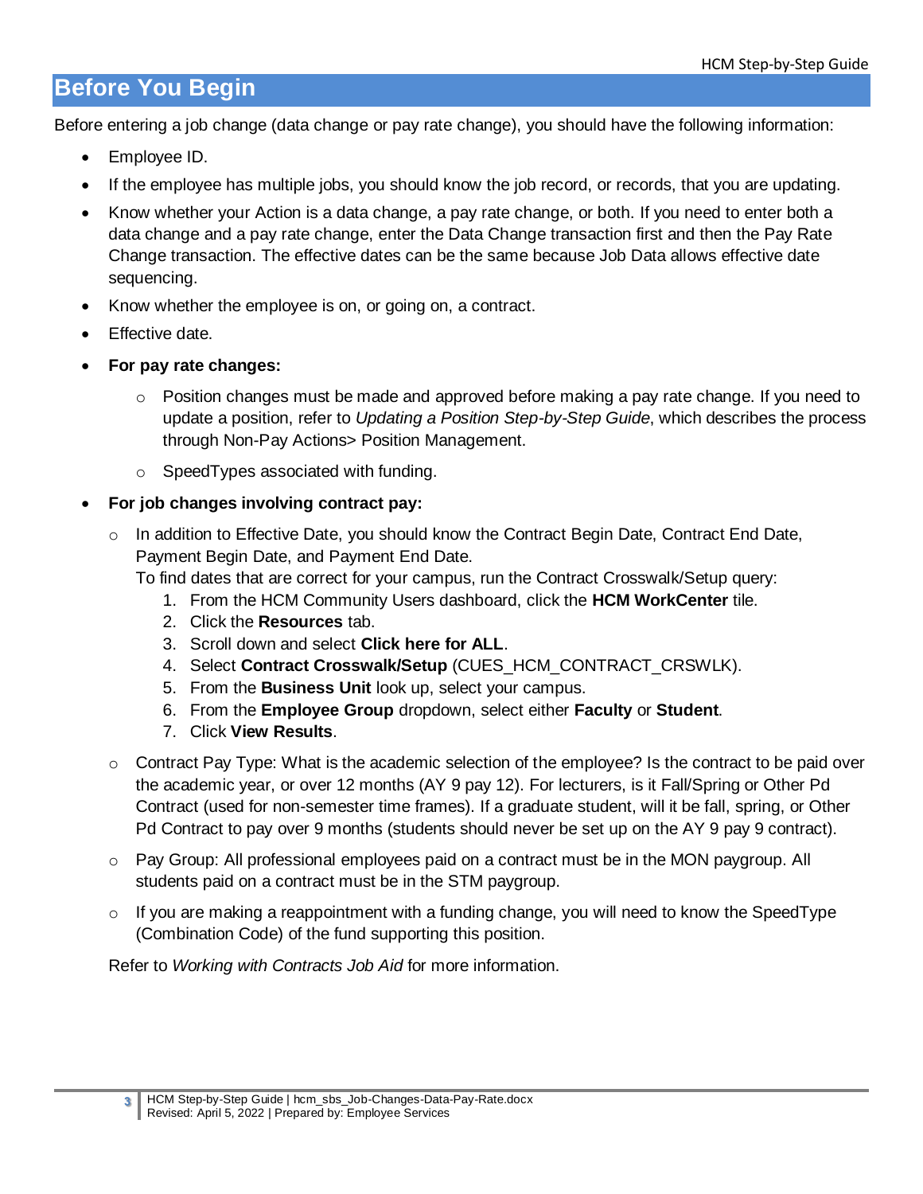## Before You Begin

Before entering a job change (data change or pay rate change), you should have the following information:

- Employee ID.
- If the employee has multiple jobs, you should know the job record, or records, that you are updating.
- Know whether your Action is a data change, a pay rate change, or both. If you need to enter both a data change and a pay rate change, enter the Data Change transaction first and then the Pay Rate Change transaction. The effective dates can be the same because Job Data allows effective date sequencing.
- Know whether the employee is on, or going on, a contract.
- Effective date.
- **For pay rate changes:**
    - Position changes must be made and approved before making a pay rate change. If you need to update a position, refer to *Updating a Position Step-by-Step Guide*, which describes the process through Non-Pay Actions> Position Management.
    - SpeedTypes associated with funding.
- **For job changes involving contract pay:**
    - In addition to Effective Date, you should know the Contract Begin Date, Contract End Date, Payment Begin Date, and Payment End Date.
      To find dates that are correct for your campus, run the Contract Crosswalk/Setup query:
        1. From the HCM Community Users dashboard, click the **HCM WorkCenter** tile.
        2. Click the **Resources** tab.
        3. Scroll down and select **Click here for ALL**.
        4. Select **Contract Crosswalk/Setup** (CUES_HCM_CONTRACT_CRSWLK).
        5. From the **Business Unit** look up, select your campus.
        6. From the **Employee Group** dropdown, select either **Faculty** or **Student**.
        7. Click **View Results**.
    - Contract Pay Type: What is the academic selection of the employee? Is the contract to be paid over the academic year, or over 12 months (AY 9 pay 12). For lecturers, is it Fall/Spring or Other Pd Contract (used for non-semester time frames). If a graduate student, will it be fall, spring, or Other Pd Contract to pay over 9 months (students should never be set up on the AY 9 pay 9 contract).
    - Pay Group: All professional employees paid on a contract must be in the MON paygroup. All students paid on a contract must be in the STM paygroup.
    - If you are making a reappointment with a funding change, you will need to know the SpeedType (Combination Code) of the fund supporting this position.

  Refer to *Working with Contracts Job Aid* for more information.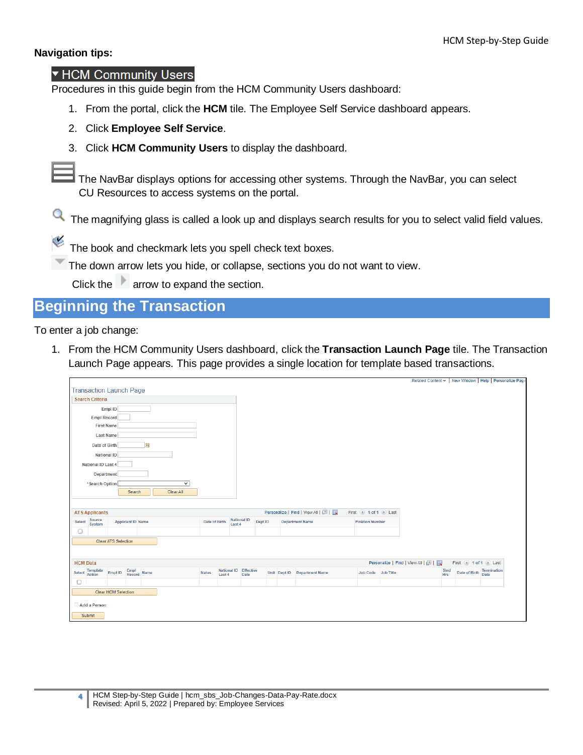**Navigation tips:**

**▼ HCM Community Users**

Procedures in this guide begin from the HCM Community Users dashboard:

1. From the portal, click the **HCM** tile. The Employee Self Service dashboard appears.
2. Click **Employee Self Service**.
3. Click **HCM Community Users** to display the dashboard.

The NavBar displays options for accessing other systems. Through the NavBar, you can select CU Resources to access systems on the portal.

The magnifying glass is called a look up and displays search results for you to select valid field values.

The book and checkmark lets you spell check text boxes.

The down arrow lets you hide, or collapse, sections you do not want to view.

Click the arrow to expand the section.

# Beginning the Transaction

To enter a job change:

1. From the HCM Community Users dashboard, click the **Transaction Launch Page** tile. The Transaction Launch Page appears. This page provides a single location for template based transactions.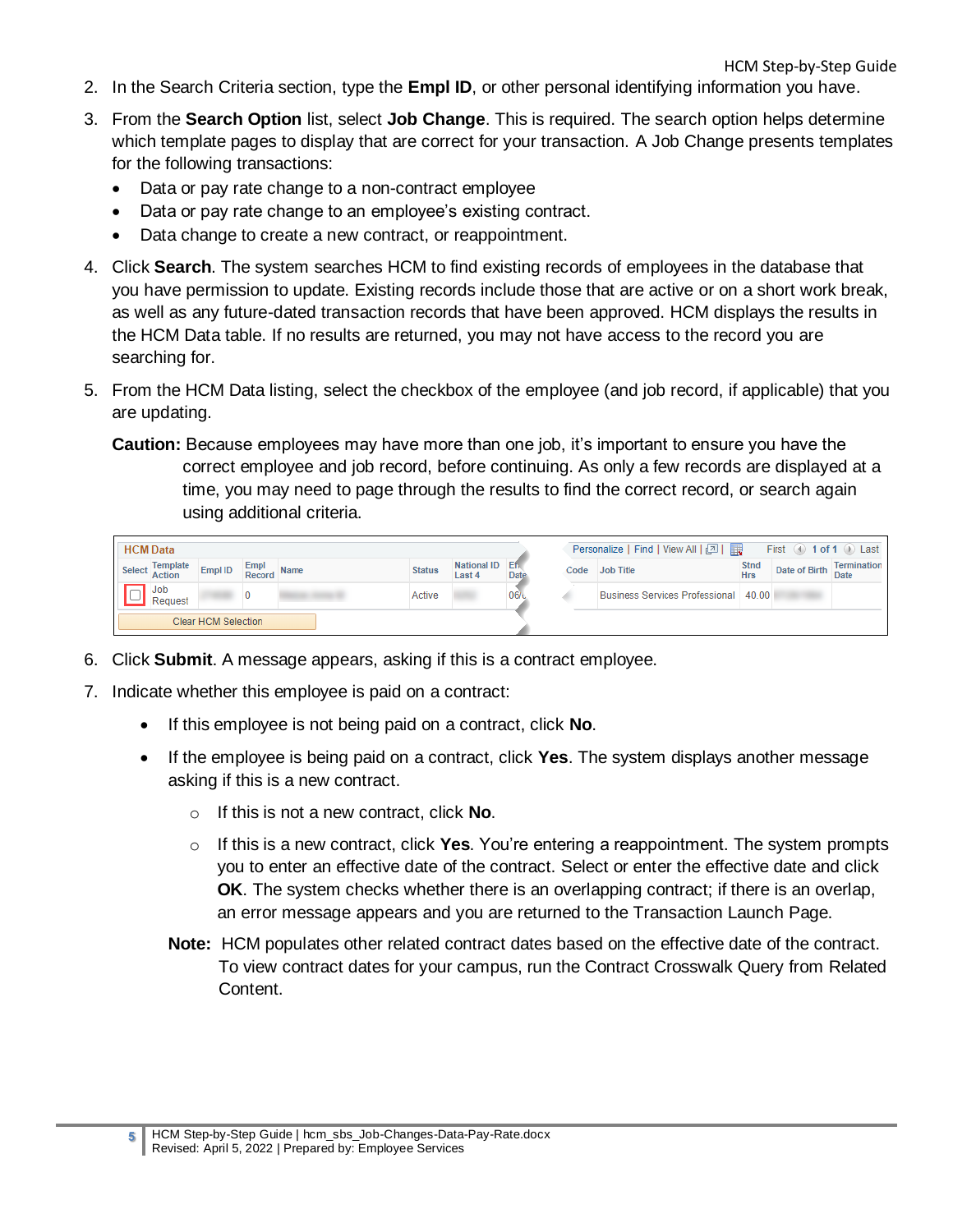2. In the Search Criteria section, type the **Empl ID**, or other personal identifying information you have.
3. From the **Search Option** list, select **Job Change**. This is required. The search option helps determine which template pages to display that are correct for your transaction. A Job Change presents templates for the following transactions:
   - Data or pay rate change to a non-contract employee
   - Data or pay rate change to an employee's existing contract.
   - Data change to create a new contract, or reappointment.
4. Click **Search**. The system searches HCM to find existing records of employees in the database that you have permission to update. Existing records include those that are active or on a short work break, as well as any future-dated transaction records that have been approved. HCM displays the results in the HCM Data table. If no results are returned, you may not have access to the record you are searching for.
5. From the HCM Data listing, select the checkbox of the employee (and job record, if applicable) that you are updating.

   **Caution:** Because employees may have more than one job, it's important to ensure you have the correct employee and job record, before continuing. As only a few records are displayed at a time, you may need to page through the results to find the correct record, or search again using additional criteria.

   **HCM Data**

   | Select | Template Action | Empl ID | Empl Record | Name | Status | National ID Last 4 | Eff Date | Code | Job Title | Stnd Hrs | Date of Birth | Termination Date |
   |---|---|---|---|---|---|---|---|---|---|---|---|---|
   | ☐ | Job Request | | 0 | | Active | | 06/ | | Business Services Professional | 40.00 | | |

   Clear HCM Selection

6. Click **Submit**. A message appears, asking if this is a contract employee.
7. Indicate whether this employee is paid on a contract:
   - If this employee is not being paid on a contract, click **No**.
   - If the employee is being paid on a contract, click **Yes**. The system displays another message asking if this is a new contract.
     - If this is not a new contract, click **No**.
     - If this is a new contract, click **Yes**. You're entering a reappointment. The system prompts you to enter an effective date of the contract. Select or enter the effective date and click **OK**. The system checks whether there is an overlapping contract; if there is an overlap, an error message appears and you are returned to the Transaction Launch Page.

   **Note:** HCM populates other related contract dates based on the effective date of the contract. To view contract dates for your campus, run the Contract Crosswalk Query from Related Content.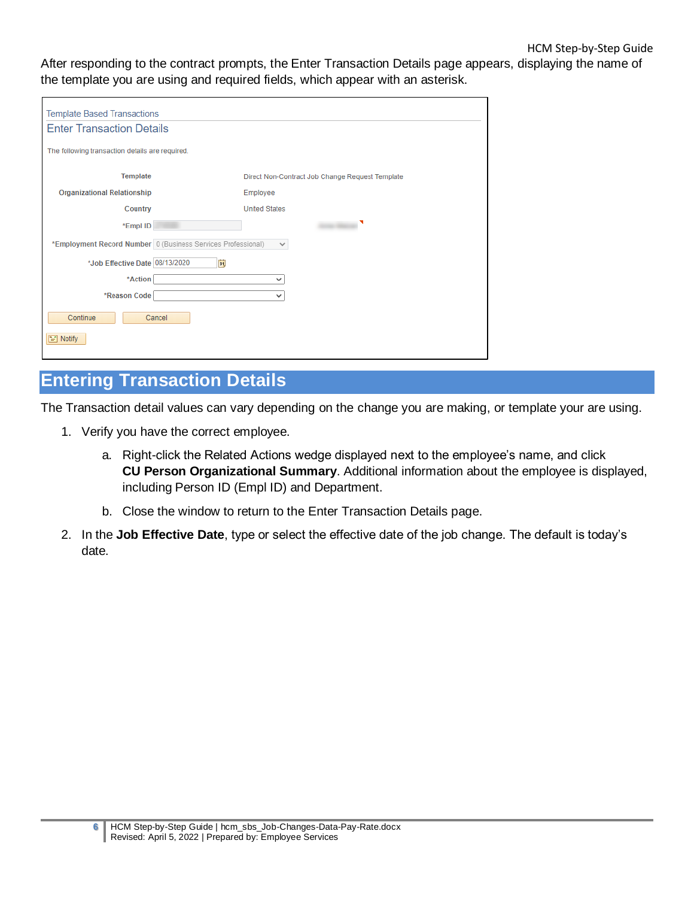After responding to the contract prompts, the Enter Transaction Details page appears, displaying the name of the template you are using and required fields, which appear with an asterisk.

Template Based Transactions

Enter Transaction Details

The following transaction details are required.

| | |
|---|---|
| Template | Direct Non-Contract Job Change Request Template |
| Organizational Relationship | Employee |
| Country | United States |
| *Empl ID | |
| *Employment Record Number | 0 (Business Services Professional) |
| *Job Effective Date | 08/13/2020 |
| *Action | |
| *Reason Code | |

Continue Cancel

Notify

## Entering Transaction Details

The Transaction detail values can vary depending on the change you are making, or template your are using.

1. Verify you have the correct employee.
   a. Right-click the Related Actions wedge displayed next to the employee's name, and click **CU Person Organizational Summary**. Additional information about the employee is displayed, including Person ID (Empl ID) and Department.
   b. Close the window to return to the Enter Transaction Details page.
2. In the **Job Effective Date**, type or select the effective date of the job change. The default is today's date.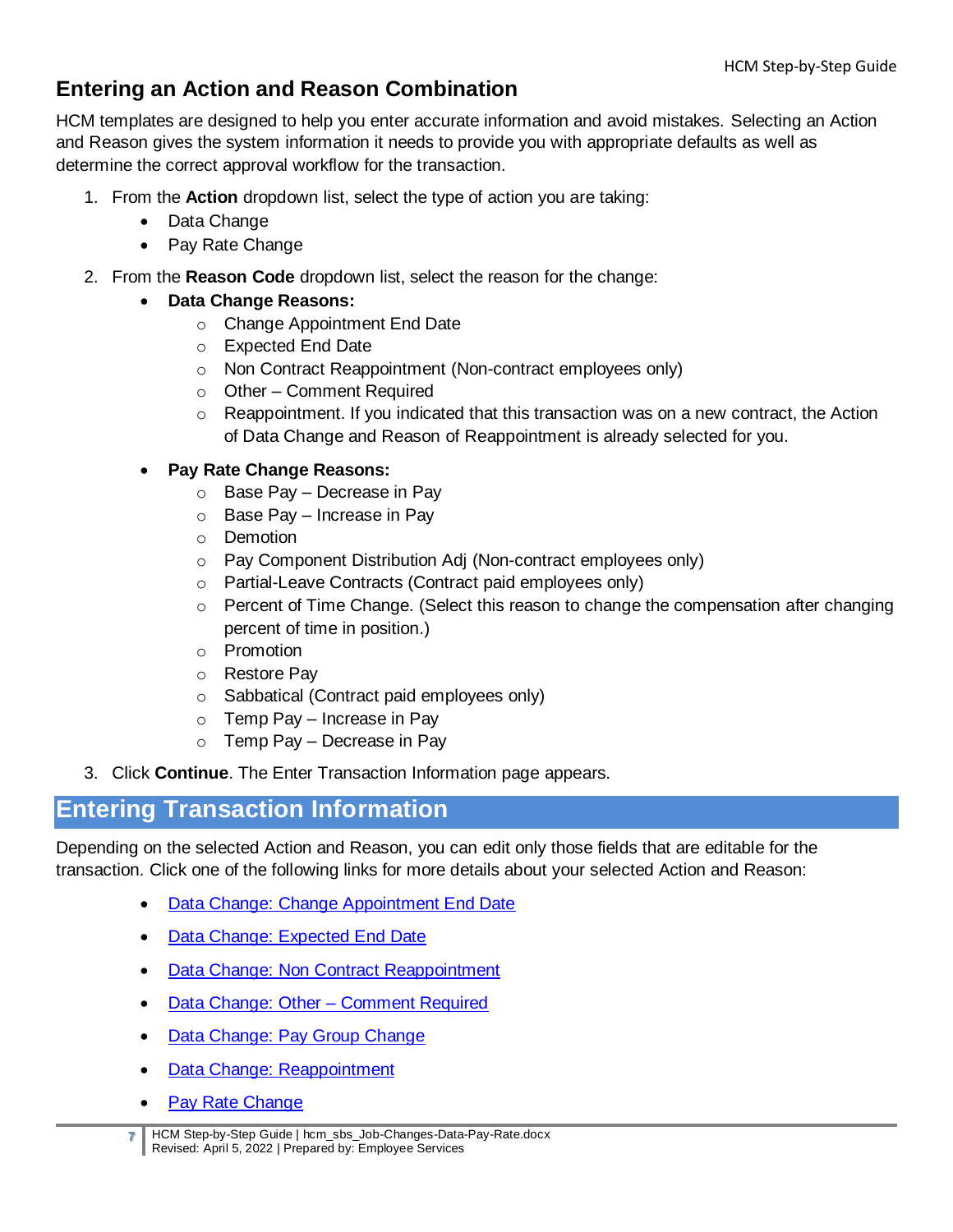## Entering an Action and Reason Combination

HCM templates are designed to help you enter accurate information and avoid mistakes. Selecting an Action and Reason gives the system information it needs to provide you with appropriate defaults as well as determine the correct approval workflow for the transaction.

1. From the **Action** dropdown list, select the type of action you are taking:
   - Data Change
   - Pay Rate Change
2. From the **Reason Code** dropdown list, select the reason for the change:
   - **Data Change Reasons:**
     - Change Appointment End Date
     - Expected End Date
     - Non Contract Reappointment (Non-contract employees only)
     - Other – Comment Required
     - Reappointment. If you indicated that this transaction was on a new contract, the Action of Data Change and Reason of Reappointment is already selected for you.
   - **Pay Rate Change Reasons:**
     - Base Pay – Decrease in Pay
     - Base Pay – Increase in Pay
     - Demotion
     - Pay Component Distribution Adj (Non-contract employees only)
     - Partial-Leave Contracts (Contract paid employees only)
     - Percent of Time Change. (Select this reason to change the compensation after changing percent of time in position.)
     - Promotion
     - Restore Pay
     - Sabbatical (Contract paid employees only)
     - Temp Pay – Increase in Pay
     - Temp Pay – Decrease in Pay
3. Click **Continue**. The Enter Transaction Information page appears.

# Entering Transaction Information

Depending on the selected Action and Reason, you can edit only those fields that are editable for the transaction. Click one of the following links for more details about your selected Action and Reason:

- Data Change: Change Appointment End Date
- Data Change: Expected End Date
- Data Change: Non Contract Reappointment
- Data Change: Other – Comment Required
- Data Change: Pay Group Change
- Data Change: Reappointment
- Pay Rate Change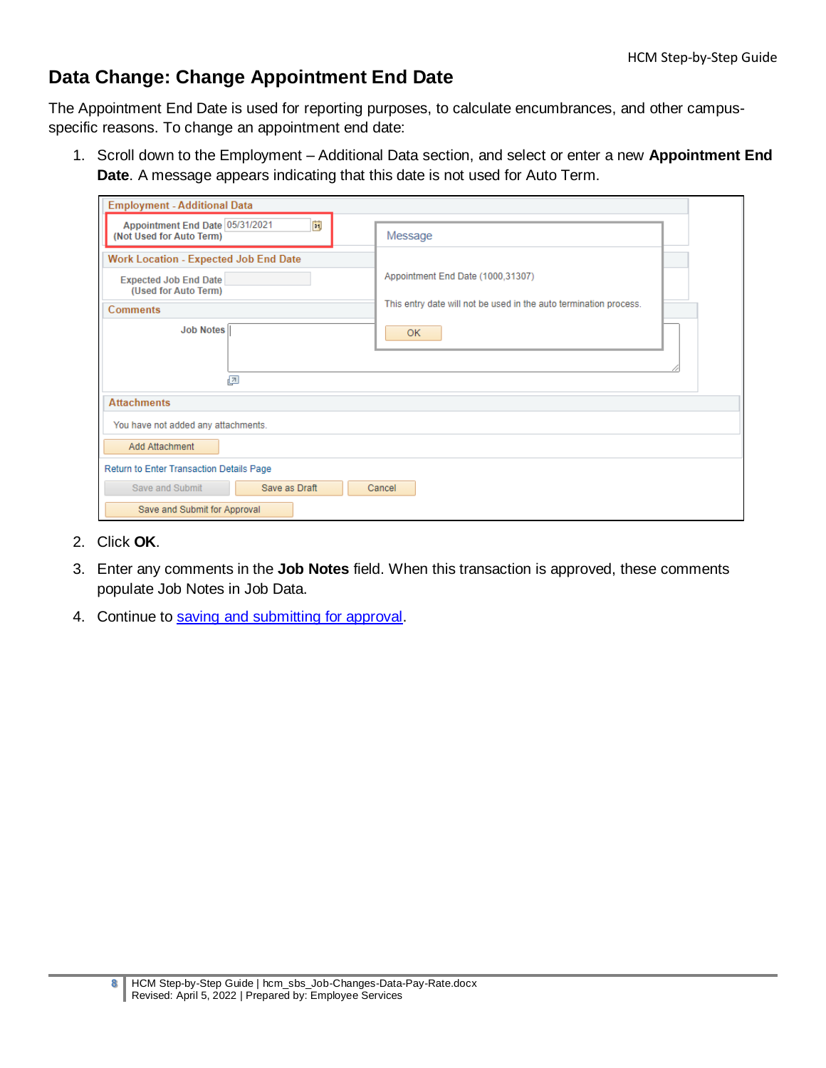## Data Change: Change Appointment End Date

The Appointment End Date is used for reporting purposes, to calculate encumbrances, and other campus-specific reasons. To change an appointment end date:

1. Scroll down to the Employment – Additional Data section, and select or enter a new **Appointment End Date**. A message appears indicating that this date is not used for Auto Term.
2. Click **OK**.
3. Enter any comments in the **Job Notes** field. When this transaction is approved, these comments populate Job Notes in Job Data.
4. Continue to saving and submitting for approval.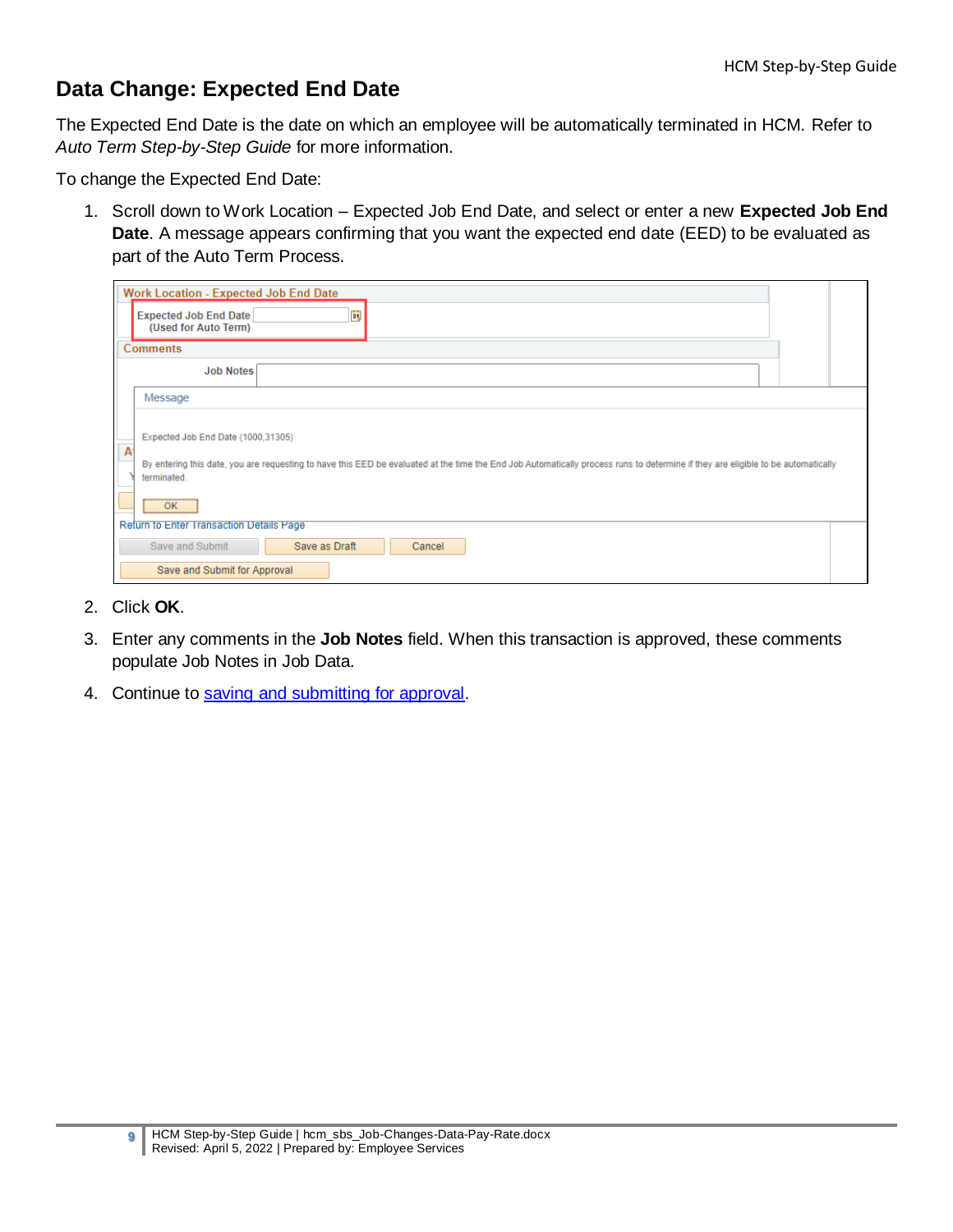## Data Change: Expected End Date

The Expected End Date is the date on which an employee will be automatically terminated in HCM. Refer to *Auto Term Step-by-Step Guide* for more information.

To change the Expected End Date:

1. Scroll down to Work Location – Expected Job End Date, and select or enter a new **Expected Job End Date**. A message appears confirming that you want the expected end date (EED) to be evaluated as part of the Auto Term Process.

2. Click **OK**.
3. Enter any comments in the **Job Notes** field. When this transaction is approved, these comments populate Job Notes in Job Data.
4. Continue to saving and submitting for approval.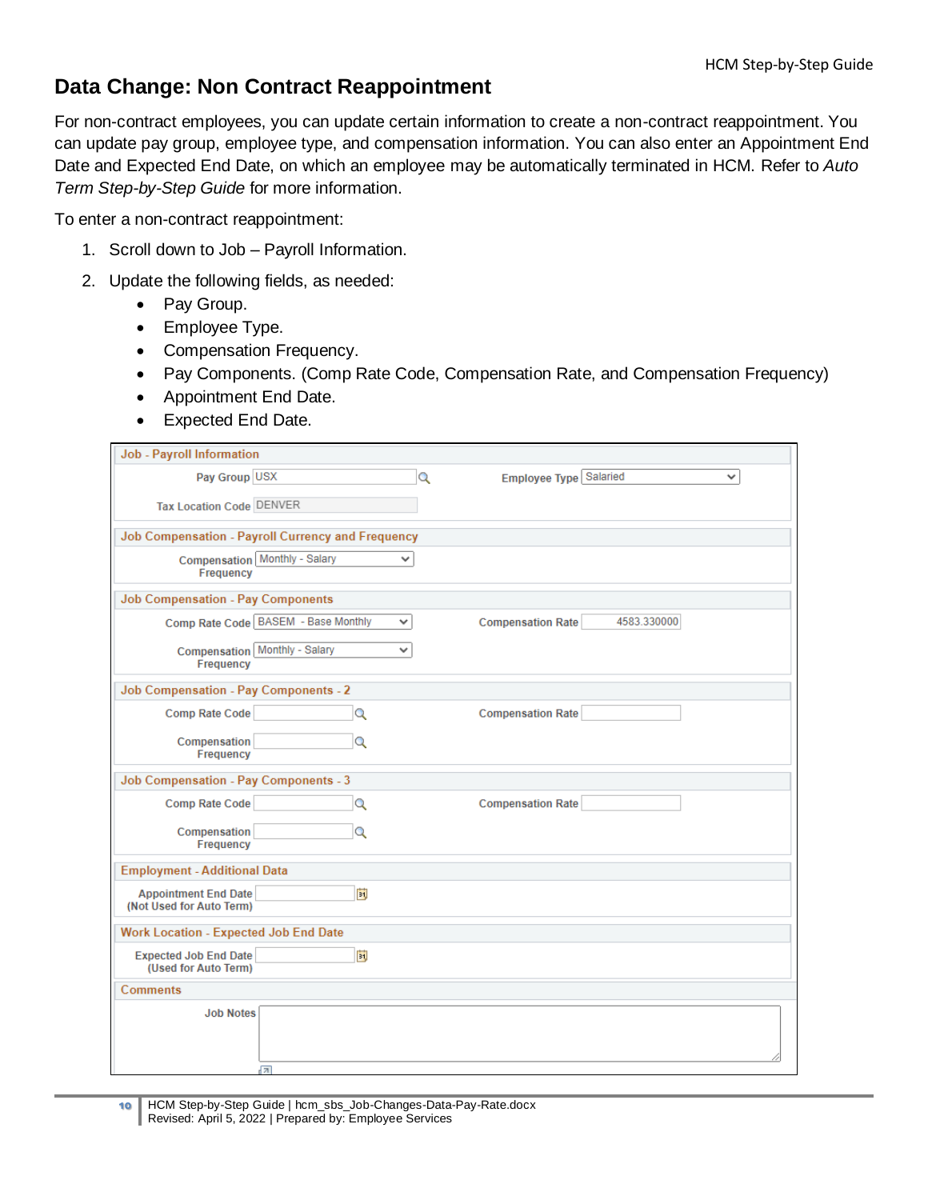## Data Change: Non Contract Reappointment

For non-contract employees, you can update certain information to create a non-contract reappointment. You can update pay group, employee type, and compensation information. You can also enter an Appointment End Date and Expected End Date, on which an employee may be automatically terminated in HCM. Refer to *Auto Term Step-by-Step Guide* for more information.

To enter a non-contract reappointment:

1. Scroll down to Job – Payroll Information.
2. Update the following fields, as needed:
   - Pay Group.
   - Employee Type.
   - Compensation Frequency.
   - Pay Components. (Comp Rate Code, Compensation Rate, and Compensation Frequency)
   - Appointment End Date.
   - Expected End Date.

**Job - Payroll Information**

Pay Group: USX — Employee Type: Salaried

Tax Location Code: DENVER

**Job Compensation - Payroll Currency and Frequency**

Compensation Frequency: Monthly - Salary

**Job Compensation - Pay Components**

Comp Rate Code: BASEM - Base Monthly — Compensation Rate: 4583.330000

Compensation Frequency: Monthly - Salary

**Job Compensation - Pay Components - 2**

Comp Rate Code — Compensation Rate

Compensation Frequency

**Job Compensation - Pay Components - 3**

Comp Rate Code — Compensation Rate

Compensation Frequency

**Employment - Additional Data**

Appointment End Date (Not Used for Auto Term)

**Work Location - Expected Job End Date**

Expected Job End Date (Used for Auto Term)

**Comments**

Job Notes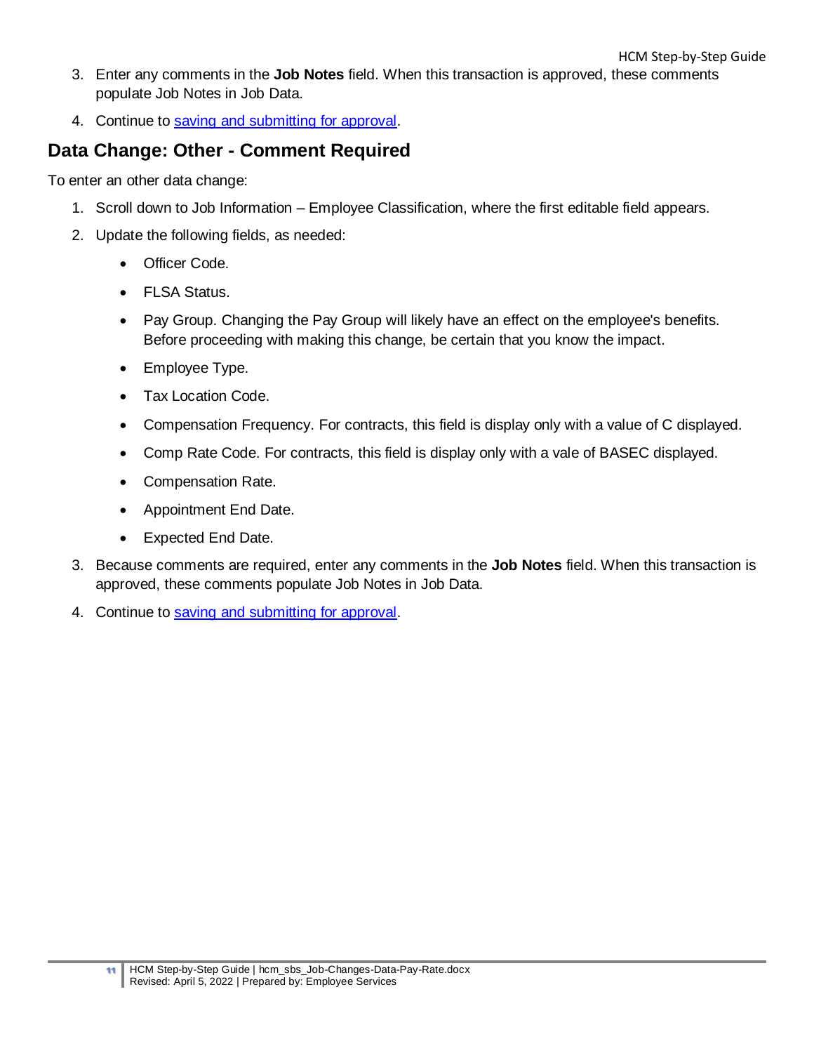3. Enter any comments in the **Job Notes** field. When this transaction is approved, these comments populate Job Notes in Job Data.
4. Continue to [saving and submitting for approval](#).

## Data Change: Other - Comment Required

To enter an other data change:

1. Scroll down to Job Information – Employee Classification, where the first editable field appears.
2. Update the following fields, as needed:
    - Officer Code.
    - FLSA Status.
    - Pay Group. Changing the Pay Group will likely have an effect on the employee's benefits. Before proceeding with making this change, be certain that you know the impact.
    - Employee Type.
    - Tax Location Code.
    - Compensation Frequency. For contracts, this field is display only with a value of C displayed.
    - Comp Rate Code. For contracts, this field is display only with a vale of BASEC displayed.
    - Compensation Rate.
    - Appointment End Date.
    - Expected End Date.
3. Because comments are required, enter any comments in the **Job Notes** field. When this transaction is approved, these comments populate Job Notes in Job Data.
4. Continue to [saving and submitting for approval](#).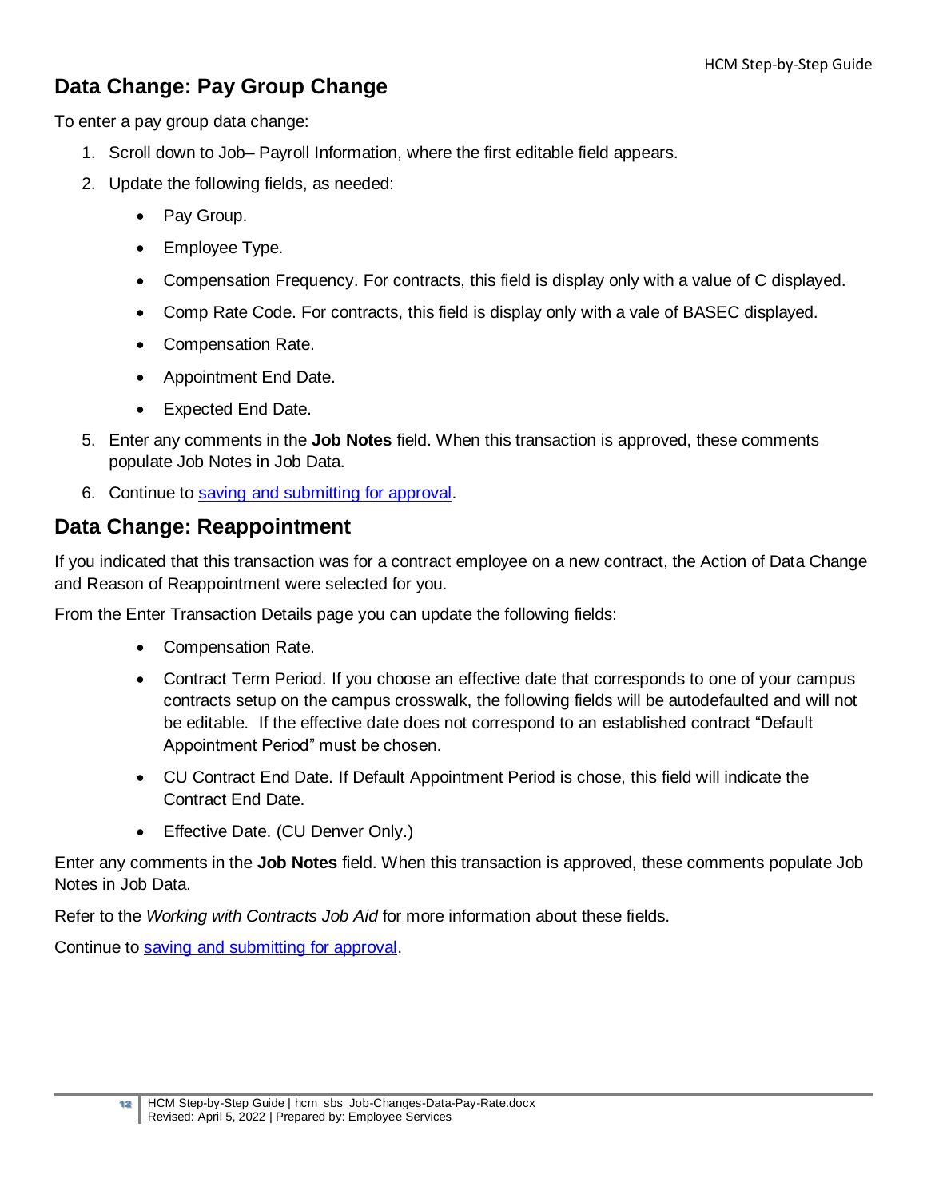## Data Change: Pay Group Change

To enter a pay group data change:

1. Scroll down to Job– Payroll Information, where the first editable field appears.
2. Update the following fields, as needed:
    - Pay Group.
    - Employee Type.
    - Compensation Frequency. For contracts, this field is display only with a value of C displayed.
    - Comp Rate Code. For contracts, this field is display only with a vale of BASEC displayed.
    - Compensation Rate.
    - Appointment End Date.
    - Expected End Date.

5. Enter any comments in the **Job Notes** field. When this transaction is approved, these comments populate Job Notes in Job Data.
6. Continue to saving and submitting for approval.

## Data Change: Reappointment

If you indicated that this transaction was for a contract employee on a new contract, the Action of Data Change and Reason of Reappointment were selected for you.

From the Enter Transaction Details page you can update the following fields:

- Compensation Rate.
- Contract Term Period. If you choose an effective date that corresponds to one of your campus contracts setup on the campus crosswalk, the following fields will be autodefaulted and will not be editable. If the effective date does not correspond to an established contract "Default Appointment Period" must be chosen.
- CU Contract End Date. If Default Appointment Period is chose, this field will indicate the Contract End Date.
- Effective Date. (CU Denver Only.)

Enter any comments in the **Job Notes** field. When this transaction is approved, these comments populate Job Notes in Job Data.

Refer to the *Working with Contracts Job Aid* for more information about these fields.

Continue to saving and submitting for approval.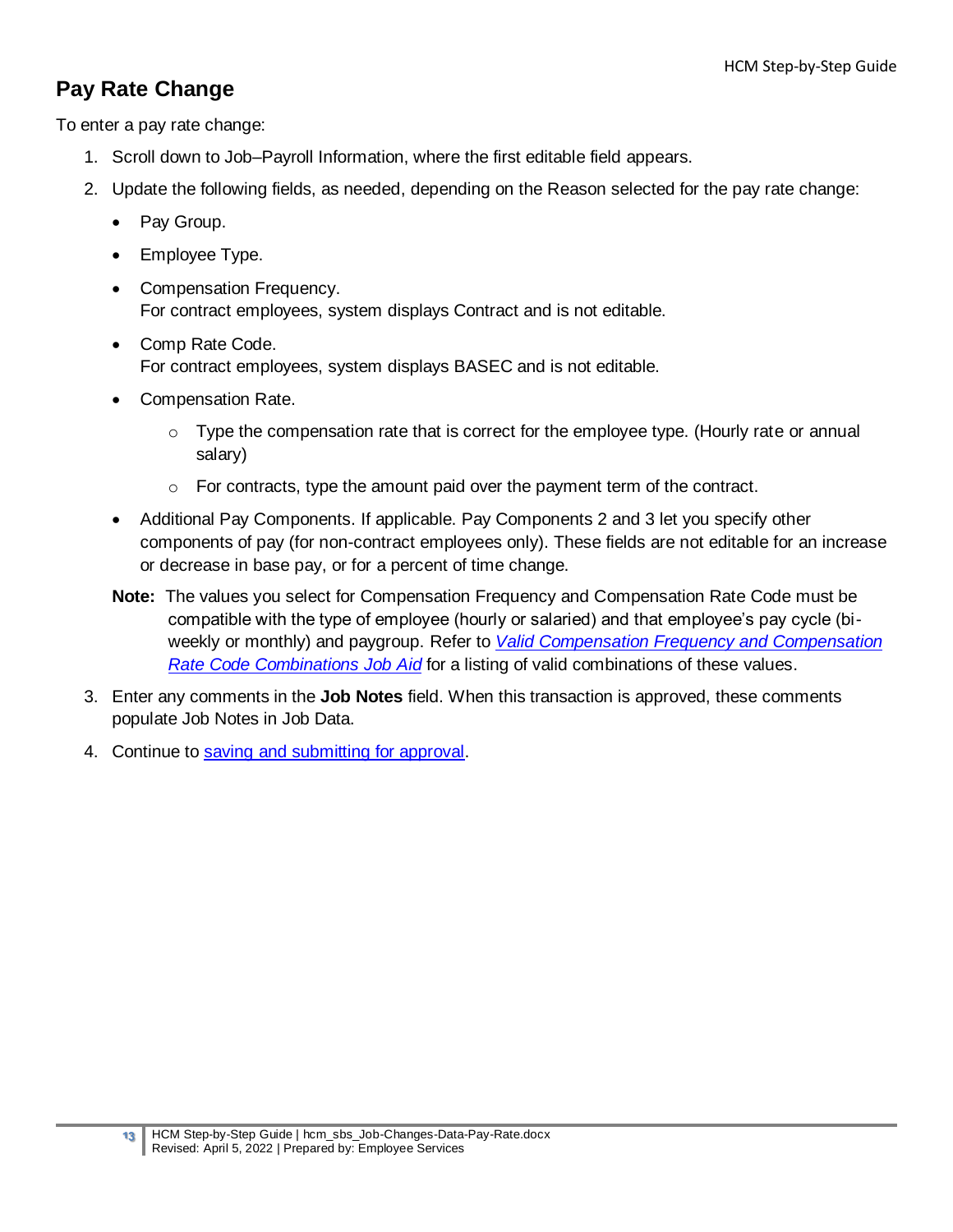## Pay Rate Change

To enter a pay rate change:

1. Scroll down to Job–Payroll Information, where the first editable field appears.
2. Update the following fields, as needed, depending on the Reason selected for the pay rate change:
   - Pay Group.
   - Employee Type.
   - Compensation Frequency.  
     For contract employees, system displays Contract and is not editable.
   - Comp Rate Code.  
     For contract employees, system displays BASEC and is not editable.
   - Compensation Rate.
     - Type the compensation rate that is correct for the employee type. (Hourly rate or annual salary)
     - For contracts, type the amount paid over the payment term of the contract.
   - Additional Pay Components. If applicable. Pay Components 2 and 3 let you specify other components of pay (for non-contract employees only). These fields are not editable for an increase or decrease in base pay, or for a percent of time change.

   **Note:** The values you select for Compensation Frequency and Compensation Rate Code must be compatible with the type of employee (hourly or salaried) and that employee's pay cycle (bi-weekly or monthly) and paygroup. Refer to *Valid Compensation Frequency and Compensation Rate Code Combinations Job Aid* for a listing of valid combinations of these values.
3. Enter any comments in the **Job Notes** field. When this transaction is approved, these comments populate Job Notes in Job Data.
4. Continue to saving and submitting for approval.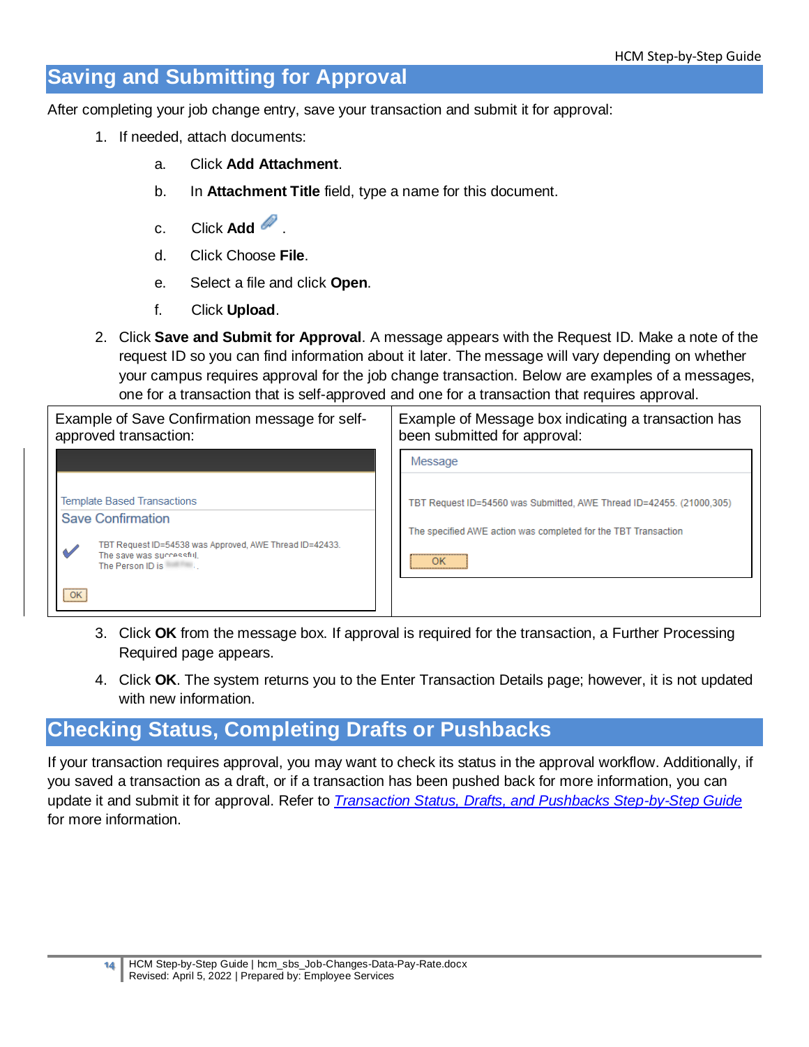## Saving and Submitting for Approval

After completing your job change entry, save your transaction and submit it for approval:

1. If needed, attach documents:
   a. Click **Add Attachment**.
   b. In **Attachment Title** field, type a name for this document.
   c. Click **Add** .
   d. Click Choose **File**.
   e. Select a file and click **Open**.
   f. Click **Upload**.
2. Click **Save and Submit for Approval**. A message appears with the Request ID. Make a note of the request ID so you can find information about it later. The message will vary depending on whether your campus requires approval for the job change transaction. Below are examples of a messages, one for a transaction that is self-approved and one for a transaction that requires approval.

| Example of Save Confirmation message for self-approved transaction: | Example of Message box indicating a transaction has been submitted for approval: |
| --- | --- |
| Template Based Transactions<br>Save Confirmation<br>TBT Request ID=54538 was Approved, AWE Thread ID=42433.<br>The save was successful.<br>The Person ID is .<br>OK | Message<br>TBT Request ID=54560 was Submitted, AWE Thread ID=42455. (21000,305)<br>The specified AWE action was completed for the TBT Transaction<br>OK |

3. Click **OK** from the message box. If approval is required for the transaction, a Further Processing Required page appears.
4. Click **OK**. The system returns you to the Enter Transaction Details page; however, it is not updated with new information.

## Checking Status, Completing Drafts or Pushbacks

If your transaction requires approval, you may want to check its status in the approval workflow. Additionally, if you saved a transaction as a draft, or if a transaction has been pushed back for more information, you can update it and submit it for approval. Refer to *Transaction Status, Drafts, and Pushbacks Step-by-Step Guide* for more information.